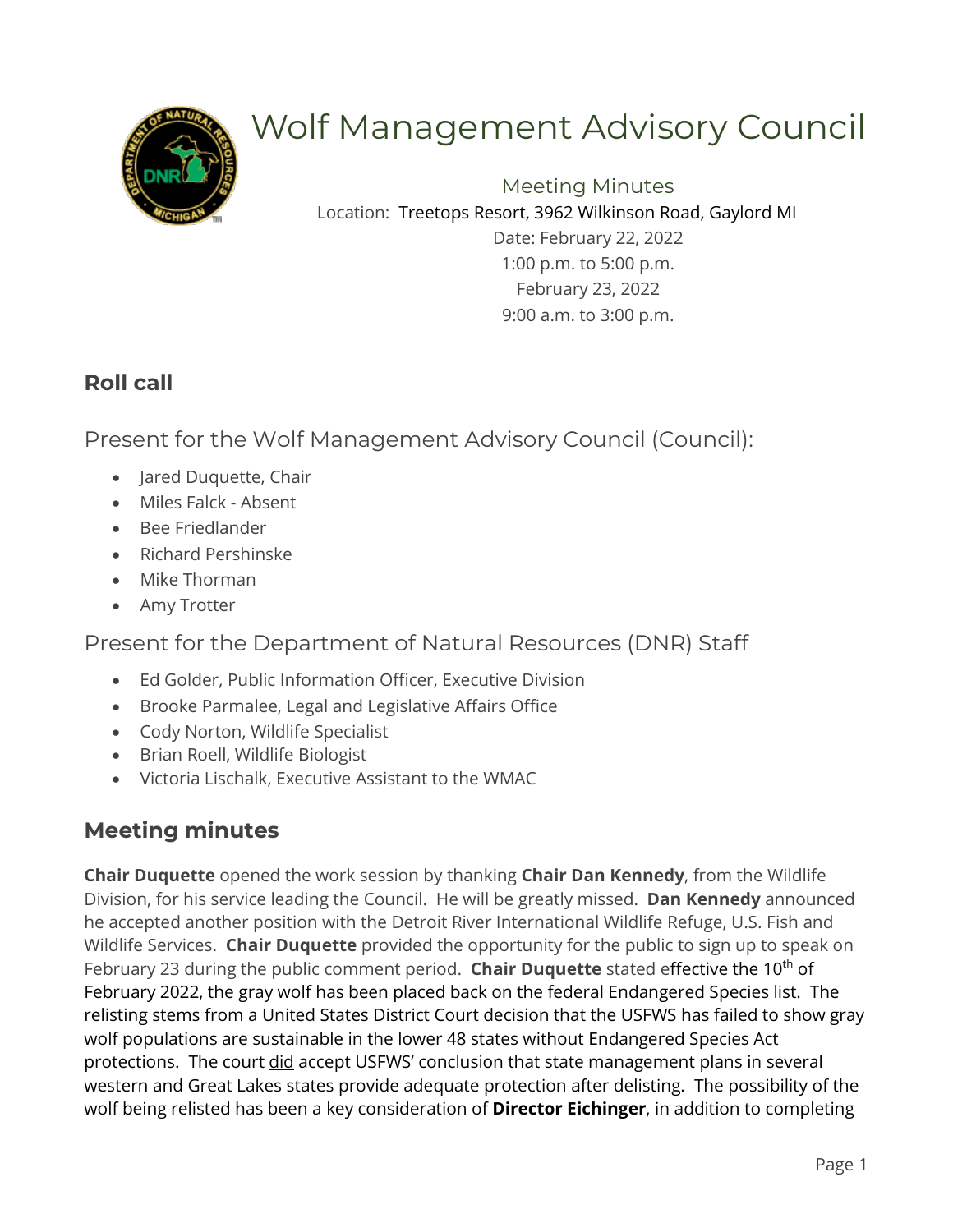# Wolf Management Advisory Council

## Meeting Minutes

Location: Treetops Resort, 3962 Wilkinson Road, Gaylord MI

Date: February 22, 2022

1:00 p.m. to 5:00 p.m.

February 23, 2022

9:00 a.m. to 3:00 p.m.

## Roll call

### Present for the Wolf Management Advisory Council (Council):

- Jared Duquette, Chair
- Miles Falck - Absent
- Bee Friedlander
- Richard Pershinske
- Mike Thorman
- Amy Trotter

### Present for the Department of Natural Resources (DNR) Staff

- Ed Golder, Public Information Officer, Executive Division
- Brooke Parmalee, Legal and Legislative Affairs Office
- Cody Norton, Wildlife Specialist
- Brian Roell, Wildlife Biologist
- Victoria Lischalk, Executive Assistant to the WMAC

## Meeting minutes

**Chair Duquette** opened the work session by thanking **Chair Dan Kennedy**, from the Wildlife Division, for his service leading the Council. He will be greatly missed. **Dan Kennedy** announced he accepted another position with the Detroit River International Wildlife Refuge, U.S. Fish and Wildlife Services. **Chair Duquette** provided the opportunity for the public to sign up to speak on February 23 during the public comment period. **Chair Duquette** stated effective the 10th of February 2022, the gray wolf has been placed back on the federal Endangered Species list. The relisting stems from a United States District Court decision that the USFWS has failed to show gray wolf populations are sustainable in the lower 48 states without Endangered Species Act protections. The court did accept USFWS' conclusion that state management plans in several western and Great Lakes states provide adequate protection after delisting. The possibility of the wolf being relisted has been a key consideration of **Director Eichinger**, in addition to completing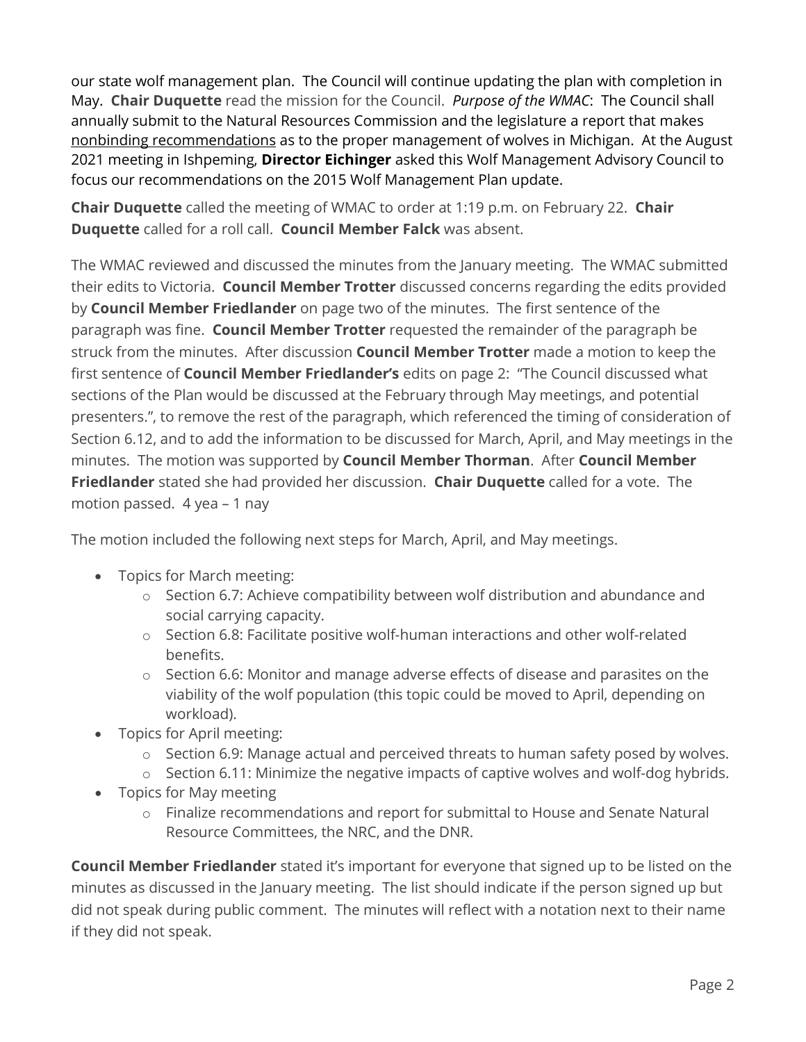our state wolf management plan. The Council will continue updating the plan with completion in May. **Chair Duquette** read the mission for the Council. *Purpose of the WMAC*: The Council shall annually submit to the Natural Resources Commission and the legislature a report that makes nonbinding recommendations as to the proper management of wolves in Michigan. At the August 2021 meeting in Ishpeming, **Director Eichinger** asked this Wolf Management Advisory Council to focus our recommendations on the 2015 Wolf Management Plan update.

**Chair Duquette** called the meeting of WMAC to order at 1:19 p.m. on February 22. **Chair Duquette** called for a roll call. **Council Member Falck** was absent.

The WMAC reviewed and discussed the minutes from the January meeting. The WMAC submitted their edits to Victoria. **Council Member Trotter** discussed concerns regarding the edits provided by **Council Member Friedlander** on page two of the minutes. The first sentence of the paragraph was fine. **Council Member Trotter** requested the remainder of the paragraph be struck from the minutes. After discussion **Council Member Trotter** made a motion to keep the first sentence of **Council Member Friedlander's** edits on page 2: "The Council discussed what sections of the Plan would be discussed at the February through May meetings, and potential presenters.", to remove the rest of the paragraph, which referenced the timing of consideration of Section 6.12, and to add the information to be discussed for March, April, and May meetings in the minutes. The motion was supported by **Council Member Thorman**. After **Council Member Friedlander** stated she had provided her discussion. **Chair Duquette** called for a vote. The motion passed. 4 yea – 1 nay

The motion included the following next steps for March, April, and May meetings.

- Topics for March meeting:
  - Section 6.7: Achieve compatibility between wolf distribution and abundance and social carrying capacity.
  - Section 6.8: Facilitate positive wolf-human interactions and other wolf-related benefits.
  - Section 6.6: Monitor and manage adverse effects of disease and parasites on the viability of the wolf population (this topic could be moved to April, depending on workload).
- Topics for April meeting:
  - Section 6.9: Manage actual and perceived threats to human safety posed by wolves.
  - Section 6.11: Minimize the negative impacts of captive wolves and wolf-dog hybrids.
- Topics for May meeting
  - Finalize recommendations and report for submittal to House and Senate Natural Resource Committees, the NRC, and the DNR.

**Council Member Friedlander** stated it's important for everyone that signed up to be listed on the minutes as discussed in the January meeting. The list should indicate if the person signed up but did not speak during public comment. The minutes will reflect with a notation next to their name if they did not speak.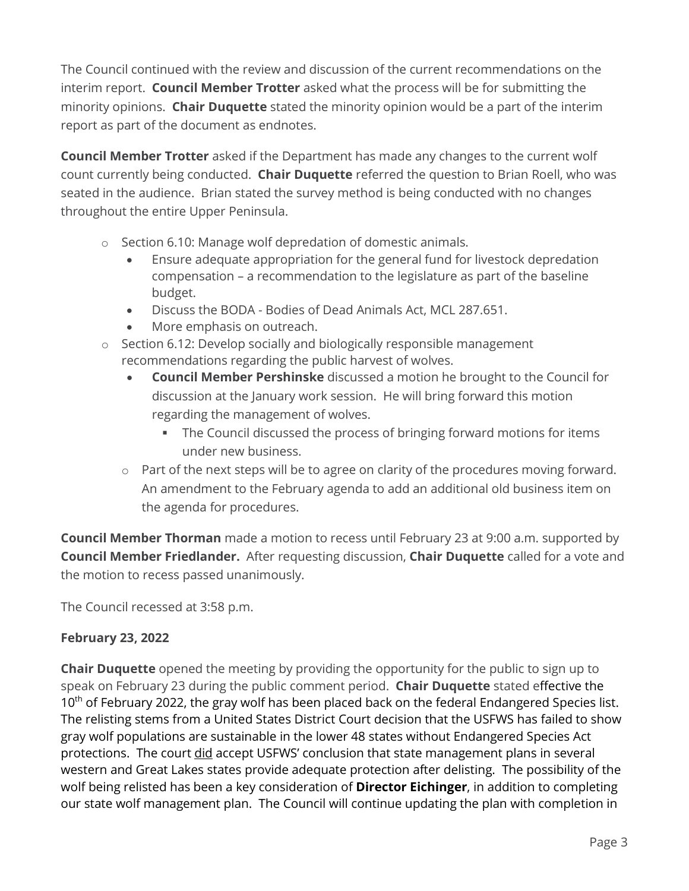The Council continued with the review and discussion of the current recommendations on the interim report. **Council Member Trotter** asked what the process will be for submitting the minority opinions. **Chair Duquette** stated the minority opinion would be a part of the interim report as part of the document as endnotes.

**Council Member Trotter** asked if the Department has made any changes to the current wolf count currently being conducted. **Chair Duquette** referred the question to Brian Roell, who was seated in the audience. Brian stated the survey method is being conducted with no changes throughout the entire Upper Peninsula.

- Section 6.10: Manage wolf depredation of domestic animals.
  - Ensure adequate appropriation for the general fund for livestock depredation compensation – a recommendation to the legislature as part of the baseline budget.
  - Discuss the BODA - Bodies of Dead Animals Act, MCL 287.651.
  - More emphasis on outreach.
- Section 6.12: Develop socially and biologically responsible management recommendations regarding the public harvest of wolves.
  - **Council Member Pershinske** discussed a motion he brought to the Council for discussion at the January work session. He will bring forward this motion regarding the management of wolves.
    - The Council discussed the process of bringing forward motions for items under new business.
- Part of the next steps will be to agree on clarity of the procedures moving forward. An amendment to the February agenda to add an additional old business item on the agenda for procedures.

**Council Member Thorman** made a motion to recess until February 23 at 9:00 a.m. supported by **Council Member Friedlander.** After requesting discussion, **Chair Duquette** called for a vote and the motion to recess passed unanimously.

The Council recessed at 3:58 p.m.

**February 23, 2022**

**Chair Duquette** opened the meeting by providing the opportunity for the public to sign up to speak on February 23 during the public comment period. **Chair Duquette** stated effective the 10th of February 2022, the gray wolf has been placed back on the federal Endangered Species list. The relisting stems from a United States District Court decision that the USFWS has failed to show gray wolf populations are sustainable in the lower 48 states without Endangered Species Act protections. The court did accept USFWS' conclusion that state management plans in several western and Great Lakes states provide adequate protection after delisting. The possibility of the wolf being relisted has been a key consideration of **Director Eichinger**, in addition to completing our state wolf management plan. The Council will continue updating the plan with completion in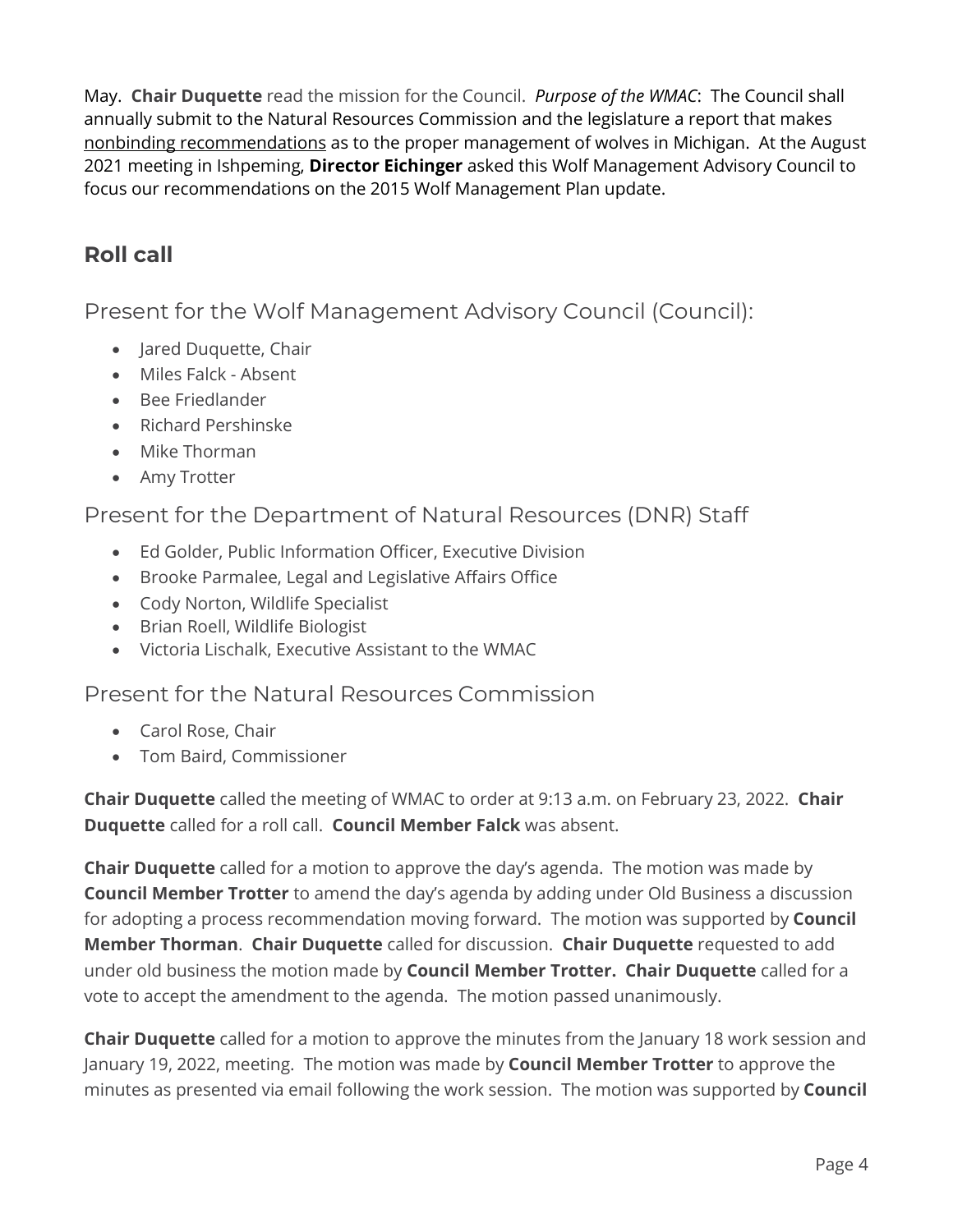May. **Chair Duquette** read the mission for the Council. *Purpose of the WMAC*: The Council shall annually submit to the Natural Resources Commission and the legislature a report that makes nonbinding recommendations as to the proper management of wolves in Michigan. At the August 2021 meeting in Ishpeming, **Director Eichinger** asked this Wolf Management Advisory Council to focus our recommendations on the 2015 Wolf Management Plan update.

## Roll call

### Present for the Wolf Management Advisory Council (Council):

- Jared Duquette, Chair
- Miles Falck - Absent
- Bee Friedlander
- Richard Pershinske
- Mike Thorman
- Amy Trotter

### Present for the Department of Natural Resources (DNR) Staff

- Ed Golder, Public Information Officer, Executive Division
- Brooke Parmalee, Legal and Legislative Affairs Office
- Cody Norton, Wildlife Specialist
- Brian Roell, Wildlife Biologist
- Victoria Lischalk, Executive Assistant to the WMAC

### Present for the Natural Resources Commission

- Carol Rose, Chair
- Tom Baird, Commissioner

**Chair Duquette** called the meeting of WMAC to order at 9:13 a.m. on February 23, 2022. **Chair Duquette** called for a roll call. **Council Member Falck** was absent.

**Chair Duquette** called for a motion to approve the day's agenda. The motion was made by **Council Member Trotter** to amend the day's agenda by adding under Old Business a discussion for adopting a process recommendation moving forward. The motion was supported by **Council Member Thorman**. **Chair Duquette** called for discussion. **Chair Duquette** requested to add under old business the motion made by **Council Member Trotter. Chair Duquette** called for a vote to accept the amendment to the agenda. The motion passed unanimously.

**Chair Duquette** called for a motion to approve the minutes from the January 18 work session and January 19, 2022, meeting. The motion was made by **Council Member Trotter** to approve the minutes as presented via email following the work session. The motion was supported by **Council**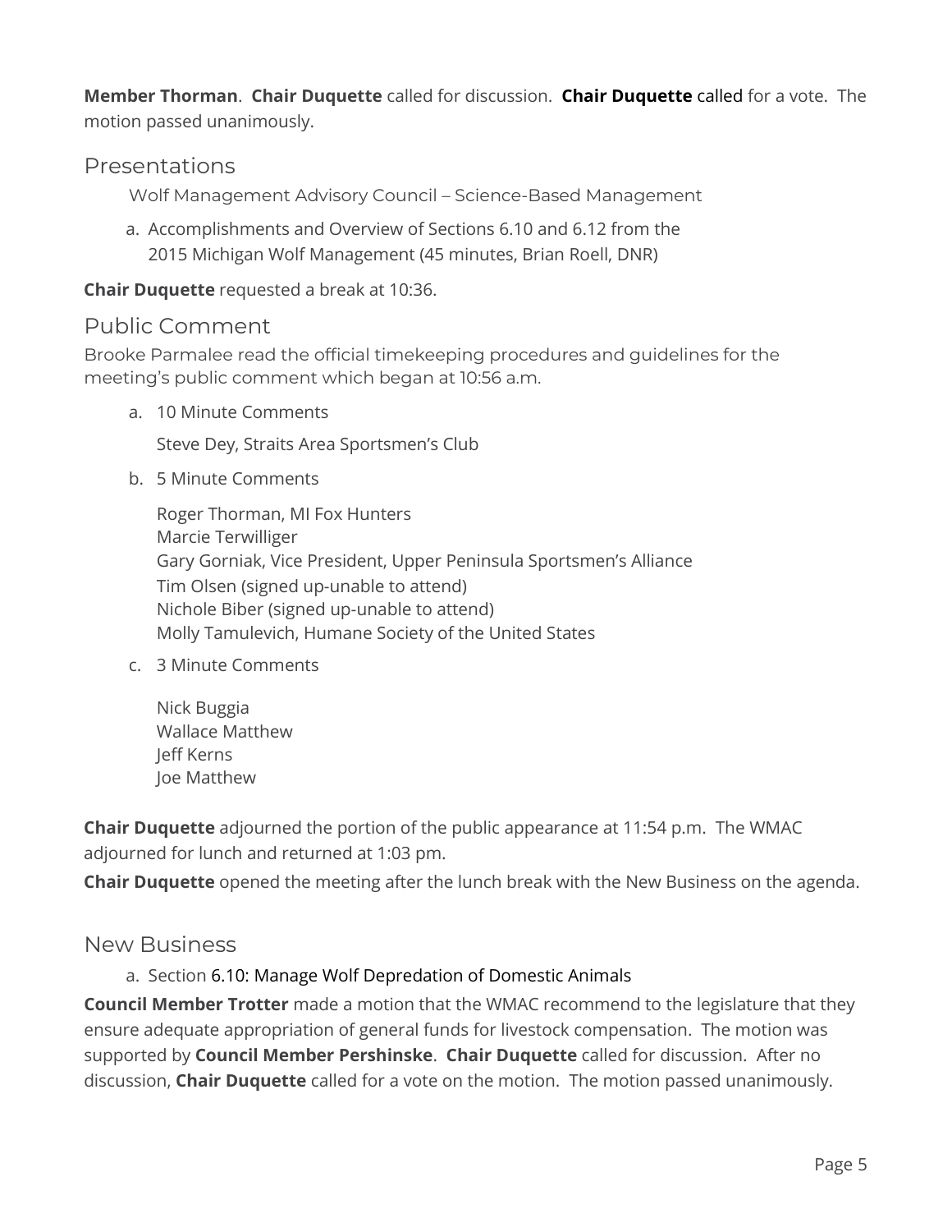**Member Thorman**. **Chair Duquette** called for discussion. **Chair Duquette** called for a vote. The motion passed unanimously.

## Presentations

Wolf Management Advisory Council – Science-Based Management

a. Accomplishments and Overview of Sections 6.10 and 6.12 from the 2015 Michigan Wolf Management (45 minutes, Brian Roell, DNR)

**Chair Duquette** requested a break at 10:36.

## Public Comment

Brooke Parmalee read the official timekeeping procedures and guidelines for the meeting's public comment which began at 10:56 a.m.

a. 10 Minute Comments

   Steve Dey, Straits Area Sportsmen's Club

b. 5 Minute Comments

   Roger Thorman, MI Fox Hunters
   Marcie Terwilliger
   Gary Gorniak, Vice President, Upper Peninsula Sportsmen's Alliance
   Tim Olsen (signed up-unable to attend)
   Nichole Biber (signed up-unable to attend)
   Molly Tamulevich, Humane Society of the United States

c. 3 Minute Comments

   Nick Buggia
   Wallace Matthew
   Jeff Kerns
   Joe Matthew

**Chair Duquette** adjourned the portion of the public appearance at 11:54 p.m. The WMAC adjourned for lunch and returned at 1:03 pm.

**Chair Duquette** opened the meeting after the lunch break with the New Business on the agenda.

## New Business

a. Section 6.10: Manage Wolf Depredation of Domestic Animals

**Council Member Trotter** made a motion that the WMAC recommend to the legislature that they ensure adequate appropriation of general funds for livestock compensation. The motion was supported by **Council Member Pershinske**. **Chair Duquette** called for discussion. After no discussion, **Chair Duquette** called for a vote on the motion. The motion passed unanimously.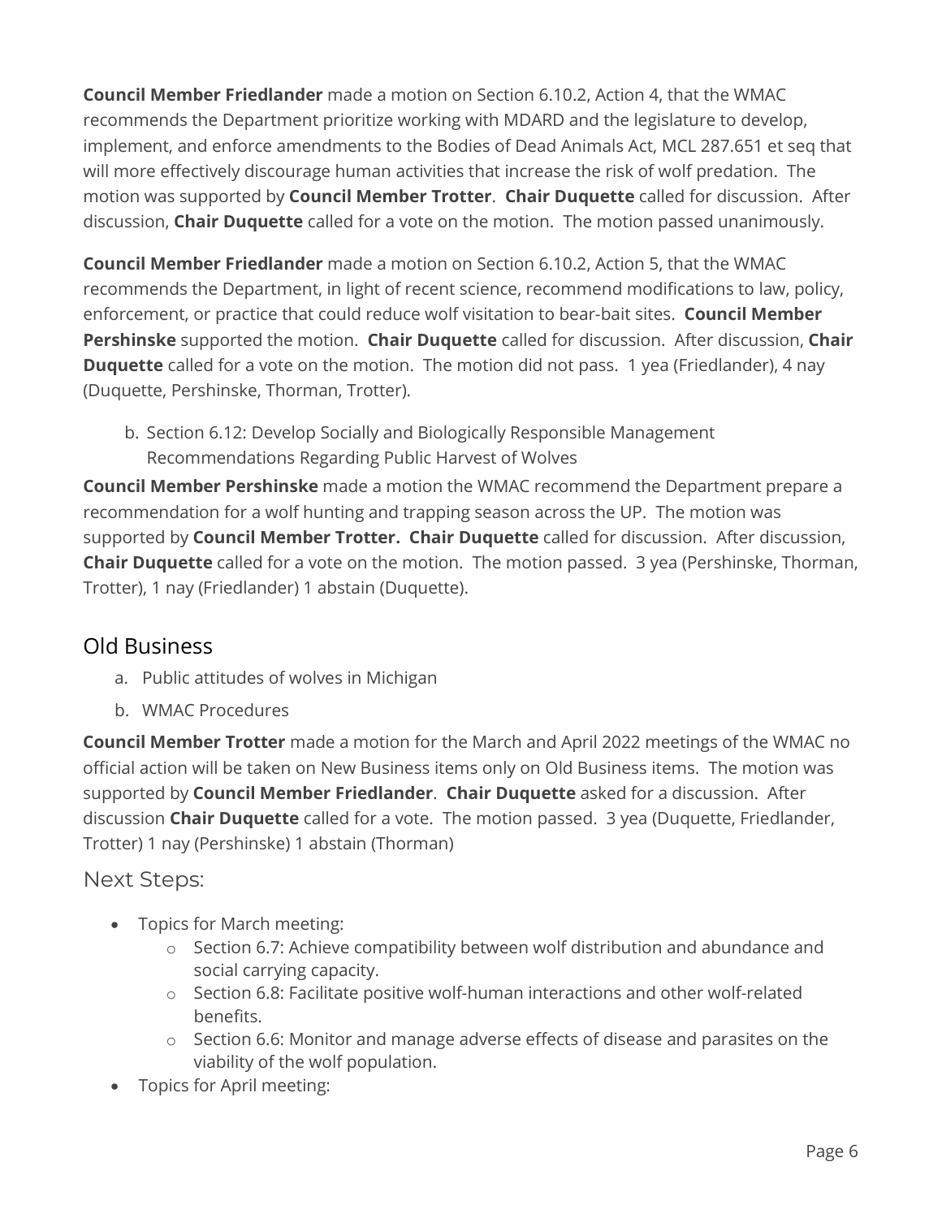**Council Member Friedlander** made a motion on Section 6.10.2, Action 4, that the WMAC recommends the Department prioritize working with MDARD and the legislature to develop, implement, and enforce amendments to the Bodies of Dead Animals Act, MCL 287.651 et seq that will more effectively discourage human activities that increase the risk of wolf predation. The motion was supported by **Council Member Trotter**. **Chair Duquette** called for discussion. After discussion, **Chair Duquette** called for a vote on the motion. The motion passed unanimously.

**Council Member Friedlander** made a motion on Section 6.10.2, Action 5, that the WMAC recommends the Department, in light of recent science, recommend modifications to law, policy, enforcement, or practice that could reduce wolf visitation to bear-bait sites. **Council Member Pershinske** supported the motion. **Chair Duquette** called for discussion. After discussion, **Chair Duquette** called for a vote on the motion. The motion did not pass. 1 yea (Friedlander), 4 nay (Duquette, Pershinske, Thorman, Trotter).

b. Section 6.12: Develop Socially and Biologically Responsible Management Recommendations Regarding Public Harvest of Wolves

**Council Member Pershinske** made a motion the WMAC recommend the Department prepare a recommendation for a wolf hunting and trapping season across the UP. The motion was supported by **Council Member Trotter. Chair Duquette** called for discussion. After discussion, **Chair Duquette** called for a vote on the motion. The motion passed. 3 yea (Pershinske, Thorman, Trotter), 1 nay (Friedlander) 1 abstain (Duquette).

## Old Business

a. Public attitudes of wolves in Michigan
b. WMAC Procedures

**Council Member Trotter** made a motion for the March and April 2022 meetings of the WMAC no official action will be taken on New Business items only on Old Business items. The motion was supported by **Council Member Friedlander**. **Chair Duquette** asked for a discussion. After discussion **Chair Duquette** called for a vote. The motion passed. 3 yea (Duquette, Friedlander, Trotter) 1 nay (Pershinske) 1 abstain (Thorman)

### Next Steps:

- Topics for March meeting:
  - Section 6.7: Achieve compatibility between wolf distribution and abundance and social carrying capacity.
  - Section 6.8: Facilitate positive wolf-human interactions and other wolf-related benefits.
  - Section 6.6: Monitor and manage adverse effects of disease and parasites on the viability of the wolf population.
- Topics for April meeting: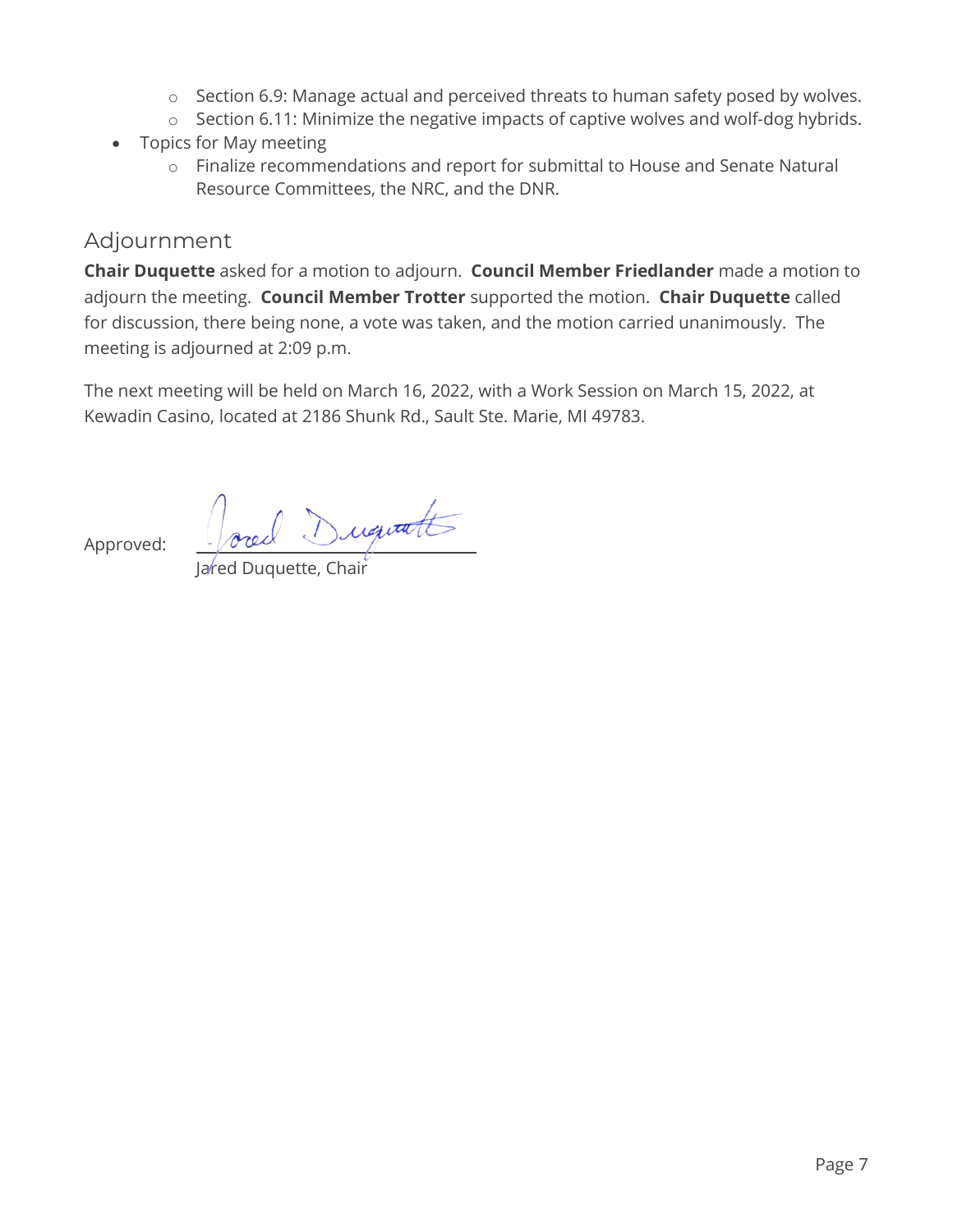- Section 6.9: Manage actual and perceived threats to human safety posed by wolves.
    - Section 6.11: Minimize the negative impacts of captive wolves and wolf-dog hybrids.
- Topics for May meeting
    - Finalize recommendations and report for submittal to House and Senate Natural Resource Committees, the NRC, and the DNR.

## Adjournment

**Chair Duquette** asked for a motion to adjourn. **Council Member Friedlander** made a motion to adjourn the meeting. **Council Member Trotter** supported the motion. **Chair Duquette** called for discussion, there being none, a vote was taken, and the motion carried unanimously. The meeting is adjourned at 2:09 p.m.

The next meeting will be held on March 16, 2022, with a Work Session on March 15, 2022, at Kewadin Casino, located at 2186 Shunk Rd., Sault Ste. Marie, MI 49783.

Approved: Jared Duquette

Jared Duquette, Chair